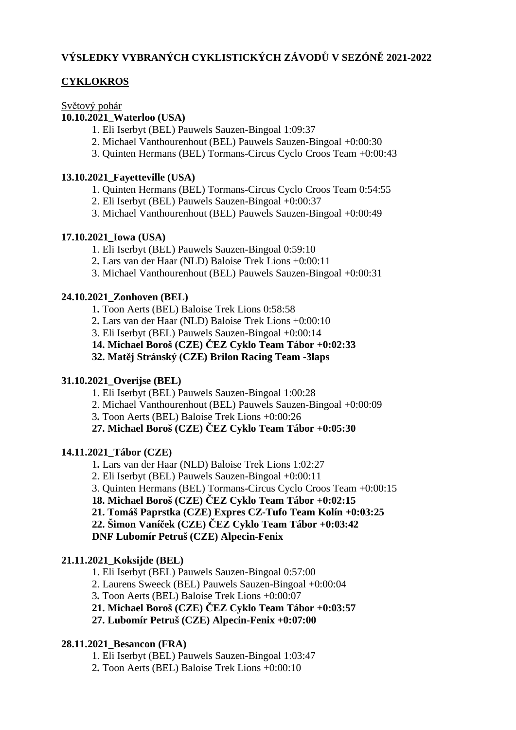**VÝSLEDKY VYBRANÝCH CYKLISTICKÝCH ZÁVODŮ V SEZÓNĚ 2021-2022**

**CYKLOKROS**

Světový pohár

**10.10.2021_Waterloo (USA)**

1. Eli Iserbyt (BEL) Pauwels Sauzen-Bingoal 1:09:37
2. Michael Vanthourenhout (BEL) Pauwels Sauzen-Bingoal +0:00:30
3. Quinten Hermans (BEL) Tormans-Circus Cyclo Croos Team +0:00:43

**13.10.2021_Fayetteville (USA)**

1. Quinten Hermans (BEL) Tormans-Circus Cyclo Croos Team 0:54:55
2. Eli Iserbyt (BEL) Pauwels Sauzen-Bingoal +0:00:37
3. Michael Vanthourenhout (BEL) Pauwels Sauzen-Bingoal +0:00:49

**17.10.2021_Iowa (USA)**

1. Eli Iserbyt (BEL) Pauwels Sauzen-Bingoal 0:59:10
2. Lars van der Haar (NLD) Baloise Trek Lions +0:00:11
3. Michael Vanthourenhout (BEL) Pauwels Sauzen-Bingoal +0:00:31

**24.10.2021_Zonhoven (BEL)**

1. Toon Aerts (BEL) Baloise Trek Lions 0:58:58
2. Lars van der Haar (NLD) Baloise Trek Lions +0:00:10
3. Eli Iserbyt (BEL) Pauwels Sauzen-Bingoal +0:00:14

**14. Michael Boroš (CZE) ČEZ Cyklo Team Tábor +0:02:33**

**32. Matěj Stránský (CZE) Brilon Racing Team -3laps**

**31.10.2021_Overijse (BEL)**

1. Eli Iserbyt (BEL) Pauwels Sauzen-Bingoal 1:00:28
2. Michael Vanthourenhout (BEL) Pauwels Sauzen-Bingoal +0:00:09
3. Toon Aerts (BEL) Baloise Trek Lions +0:00:26

**27. Michael Boroš (CZE) ČEZ Cyklo Team Tábor +0:05:30**

**14.11.2021_Tábor (CZE)**

1. Lars van der Haar (NLD) Baloise Trek Lions 1:02:27
2. Eli Iserbyt (BEL) Pauwels Sauzen-Bingoal +0:00:11
3. Quinten Hermans (BEL) Tormans-Circus Cyclo Croos Team +0:00:15

**18. Michael Boroš (CZE) ČEZ Cyklo Team Tábor +0:02:15**

**21. Tomáš Paprstka (CZE) Expres CZ-Tufo Team Kolín +0:03:25**

**22. Šimon Vaníček (CZE) ČEZ Cyklo Team Tábor +0:03:42**

**DNF Lubomír Petruš (CZE) Alpecin-Fenix**

**21.11.2021_Koksijde (BEL)**

1. Eli Iserbyt (BEL) Pauwels Sauzen-Bingoal 0:57:00
2. Laurens Sweeck (BEL) Pauwels Sauzen-Bingoal +0:00:04
3. Toon Aerts (BEL) Baloise Trek Lions +0:00:07

**21. Michael Boroš (CZE) ČEZ Cyklo Team Tábor +0:03:57**

**27. Lubomír Petruš (CZE) Alpecin-Fenix +0:07:00**

**28.11.2021_Besancon (FRA)**

1. Eli Iserbyt (BEL) Pauwels Sauzen-Bingoal 1:03:47
2. Toon Aerts (BEL) Baloise Trek Lions +0:00:10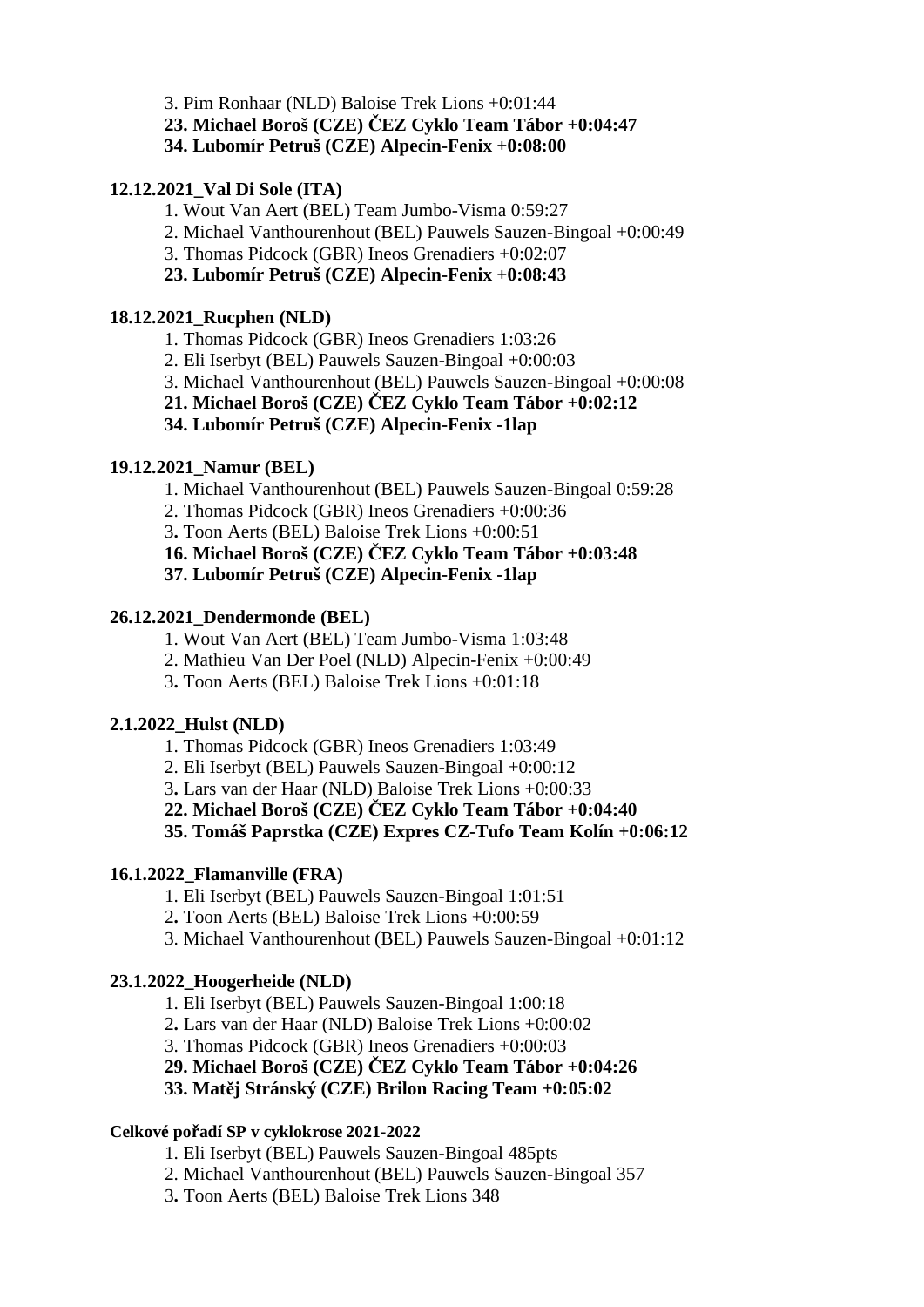3. Pim Ronhaar (NLD) Baloise Trek Lions +0:01:44
**23. Michael Boroš (CZE) ČEZ Cyklo Team Tábor +0:04:47**
**34. Lubomír Petruš (CZE) Alpecin-Fenix +0:08:00**

**12.12.2021_Val Di Sole (ITA)**

1. Wout Van Aert (BEL) Team Jumbo-Visma 0:59:27
2. Michael Vanthourenhout (BEL) Pauwels Sauzen-Bingoal +0:00:49
3. Thomas Pidcock (GBR) Ineos Grenadiers +0:02:07

**23. Lubomír Petruš (CZE) Alpecin-Fenix +0:08:43**

**18.12.2021_Rucphen (NLD)**

1. Thomas Pidcock (GBR) Ineos Grenadiers 1:03:26
2. Eli Iserbyt (BEL) Pauwels Sauzen-Bingoal +0:00:03
3. Michael Vanthourenhout (BEL) Pauwels Sauzen-Bingoal +0:00:08

**21. Michael Boroš (CZE) ČEZ Cyklo Team Tábor +0:02:12**
**34. Lubomír Petruš (CZE) Alpecin-Fenix -1lap**

**19.12.2021_Namur (BEL)**

1. Michael Vanthourenhout (BEL) Pauwels Sauzen-Bingoal 0:59:28
2. Thomas Pidcock (GBR) Ineos Grenadiers +0:00:36
3. Toon Aerts (BEL) Baloise Trek Lions +0:00:51

**16. Michael Boroš (CZE) ČEZ Cyklo Team Tábor +0:03:48**
**37. Lubomír Petruš (CZE) Alpecin-Fenix -1lap**

**26.12.2021_Dendermonde (BEL)**

1. Wout Van Aert (BEL) Team Jumbo-Visma 1:03:48
2. Mathieu Van Der Poel (NLD) Alpecin-Fenix +0:00:49
3. Toon Aerts (BEL) Baloise Trek Lions +0:01:18

**2.1.2022_Hulst (NLD)**

1. Thomas Pidcock (GBR) Ineos Grenadiers 1:03:49
2. Eli Iserbyt (BEL) Pauwels Sauzen-Bingoal +0:00:12
3. Lars van der Haar (NLD) Baloise Trek Lions +0:00:33

**22. Michael Boroš (CZE) ČEZ Cyklo Team Tábor +0:04:40**
**35. Tomáš Paprstka (CZE) Expres CZ-Tufo Team Kolín +0:06:12**

**16.1.2022_Flamanville (FRA)**

1. Eli Iserbyt (BEL) Pauwels Sauzen-Bingoal 1:01:51
2. Toon Aerts (BEL) Baloise Trek Lions +0:00:59
3. Michael Vanthourenhout (BEL) Pauwels Sauzen-Bingoal +0:01:12

**23.1.2022_Hoogerheide (NLD)**

1. Eli Iserbyt (BEL) Pauwels Sauzen-Bingoal 1:00:18
2. Lars van der Haar (NLD) Baloise Trek Lions +0:00:02
3. Thomas Pidcock (GBR) Ineos Grenadiers +0:00:03

**29. Michael Boroš (CZE) ČEZ Cyklo Team Tábor +0:04:26**
**33. Matěj Stránský (CZE) Brilon Racing Team +0:05:02**

**Celkové pořadí SP v cyklokrose 2021-2022**

1. Eli Iserbyt (BEL) Pauwels Sauzen-Bingoal 485pts
2. Michael Vanthourenhout (BEL) Pauwels Sauzen-Bingoal 357
3. Toon Aerts (BEL) Baloise Trek Lions 348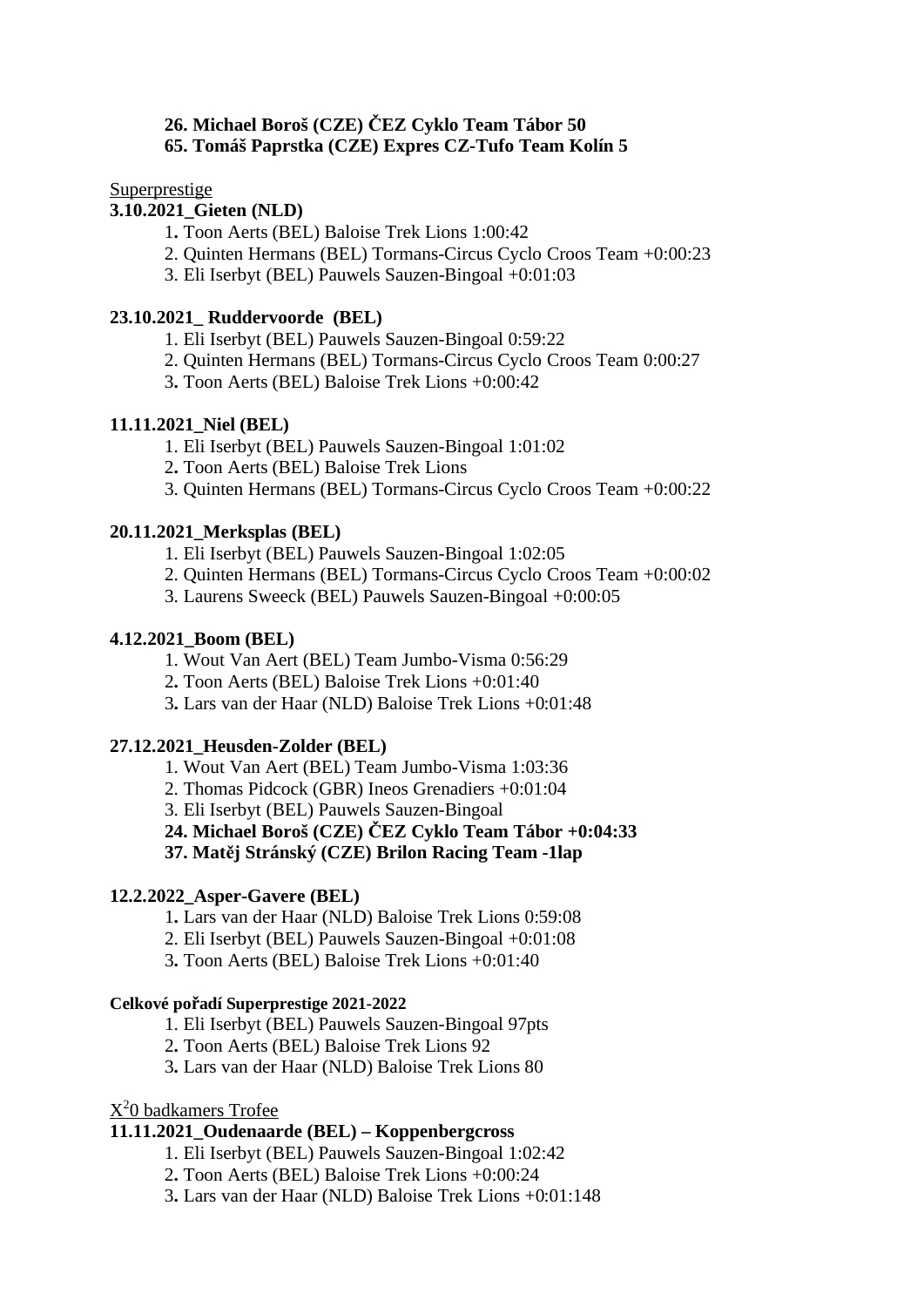**26. Michael Boroš (CZE) ČEZ Cyklo Team Tábor 50**
**65. Tomáš Paprstka (CZE) Expres CZ-Tufo Team Kolín 5**

Superprestige

**3.10.2021_Gieten (NLD)**

1. Toon Aerts (BEL) Baloise Trek Lions 1:00:42
2. Quinten Hermans (BEL) Tormans-Circus Cyclo Croos Team +0:00:23
3. Eli Iserbyt (BEL) Pauwels Sauzen-Bingoal +0:01:03

**23.10.2021_ Ruddervoorde (BEL)**

1. Eli Iserbyt (BEL) Pauwels Sauzen-Bingoal 0:59:22
2. Quinten Hermans (BEL) Tormans-Circus Cyclo Croos Team 0:00:27
3. Toon Aerts (BEL) Baloise Trek Lions +0:00:42

**11.11.2021_Niel (BEL)**

1. Eli Iserbyt (BEL) Pauwels Sauzen-Bingoal 1:01:02
2. Toon Aerts (BEL) Baloise Trek Lions
3. Quinten Hermans (BEL) Tormans-Circus Cyclo Croos Team +0:00:22

**20.11.2021_Merksplas (BEL)**

1. Eli Iserbyt (BEL) Pauwels Sauzen-Bingoal 1:02:05
2. Quinten Hermans (BEL) Tormans-Circus Cyclo Croos Team +0:00:02
3. Laurens Sweeck (BEL) Pauwels Sauzen-Bingoal +0:00:05

**4.12.2021_Boom (BEL)**

1. Wout Van Aert (BEL) Team Jumbo-Visma 0:56:29
2. Toon Aerts (BEL) Baloise Trek Lions +0:01:40
3. Lars van der Haar (NLD) Baloise Trek Lions +0:01:48

**27.12.2021_Heusden-Zolder (BEL)**

1. Wout Van Aert (BEL) Team Jumbo-Visma 1:03:36
2. Thomas Pidcock (GBR) Ineos Grenadiers +0:01:04
3. Eli Iserbyt (BEL) Pauwels Sauzen-Bingoal

**24. Michael Boroš (CZE) ČEZ Cyklo Team Tábor +0:04:33**
**37. Matěj Stránský (CZE) Brilon Racing Team -1lap**

**12.2.2022_Asper-Gavere (BEL)**

1. Lars van der Haar (NLD) Baloise Trek Lions 0:59:08
2. Eli Iserbyt (BEL) Pauwels Sauzen-Bingoal +0:01:08
3. Toon Aerts (BEL) Baloise Trek Lions +0:01:40

**Celkové pořadí Superprestige 2021-2022**

1. Eli Iserbyt (BEL) Pauwels Sauzen-Bingoal 97pts
2. Toon Aerts (BEL) Baloise Trek Lions 92
3. Lars van der Haar (NLD) Baloise Trek Lions 80

$X^2$0 badkamers Trofee

**11.11.2021_Oudenaarde (BEL) – Koppenbergcross**

1. Eli Iserbyt (BEL) Pauwels Sauzen-Bingoal 1:02:42
2. Toon Aerts (BEL) Baloise Trek Lions +0:00:24
3. Lars van der Haar (NLD) Baloise Trek Lions +0:01:148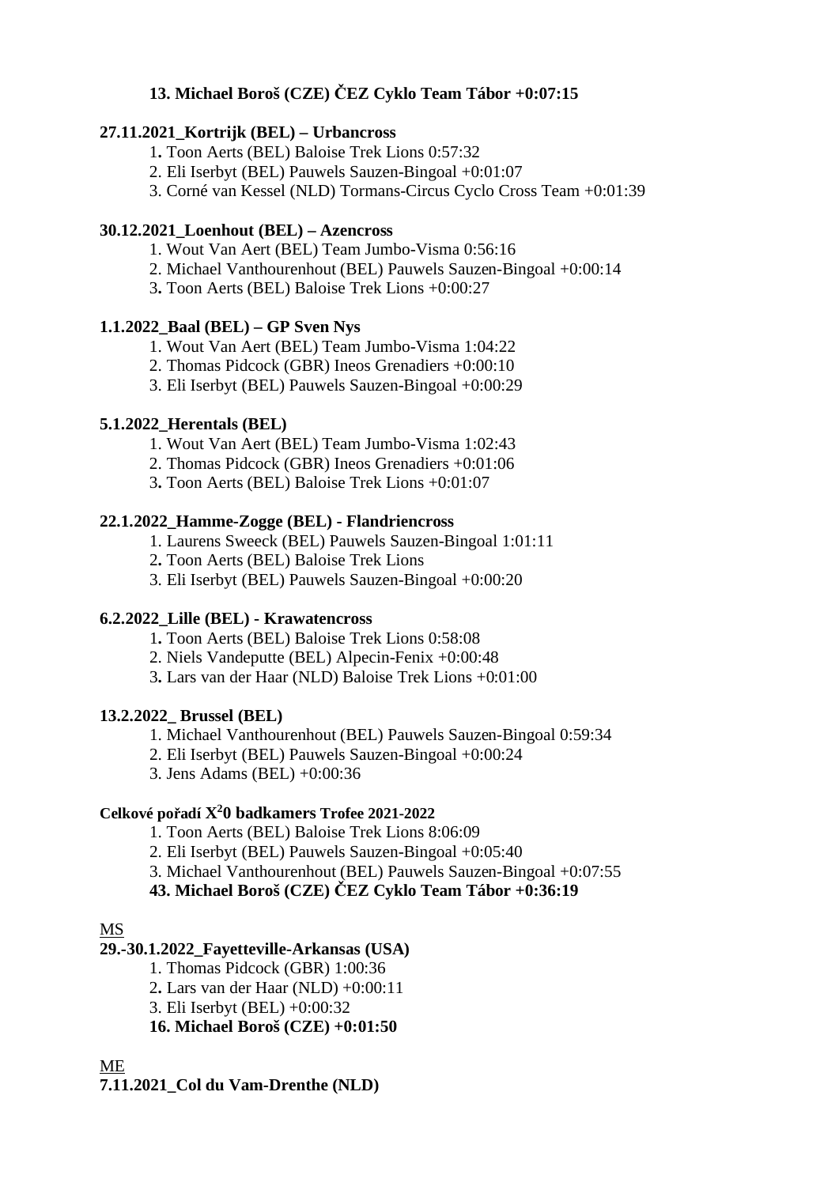**13. Michael Boroš (CZE) ČEZ Cyklo Team Tábor +0:07:15**

**27.11.2021_Kortrijk (BEL) – Urbancross**

1. Toon Aerts (BEL) Baloise Trek Lions 0:57:32
2. Eli Iserbyt (BEL) Pauwels Sauzen-Bingoal +0:01:07
3. Corné van Kessel (NLD) Tormans-Circus Cyclo Cross Team +0:01:39

**30.12.2021_Loenhout (BEL) – Azencross**

1. Wout Van Aert (BEL) Team Jumbo-Visma 0:56:16
2. Michael Vanthourenhout (BEL) Pauwels Sauzen-Bingoal +0:00:14
3. Toon Aerts (BEL) Baloise Trek Lions +0:00:27

**1.1.2022_Baal (BEL) – GP Sven Nys**

1. Wout Van Aert (BEL) Team Jumbo-Visma 1:04:22
2. Thomas Pidcock (GBR) Ineos Grenadiers +0:00:10
3. Eli Iserbyt (BEL) Pauwels Sauzen-Bingoal +0:00:29

**5.1.2022_Herentals (BEL)**

1. Wout Van Aert (BEL) Team Jumbo-Visma 1:02:43
2. Thomas Pidcock (GBR) Ineos Grenadiers +0:01:06
3. Toon Aerts (BEL) Baloise Trek Lions +0:01:07

**22.1.2022_Hamme-Zogge (BEL) - Flandriencross**

1. Laurens Sweeck (BEL) Pauwels Sauzen-Bingoal 1:01:11
2. Toon Aerts (BEL) Baloise Trek Lions
3. Eli Iserbyt (BEL) Pauwels Sauzen-Bingoal +0:00:20

**6.2.2022_Lille (BEL) - Krawatencross**

1. Toon Aerts (BEL) Baloise Trek Lions 0:58:08
2. Niels Vandeputte (BEL) Alpecin-Fenix +0:00:48
3. Lars van der Haar (NLD) Baloise Trek Lions +0:01:00

**13.2.2022_ Brussel (BEL)**

1. Michael Vanthourenhout (BEL) Pauwels Sauzen-Bingoal 0:59:34
2. Eli Iserbyt (BEL) Pauwels Sauzen-Bingoal +0:00:24
3. Jens Adams (BEL) +0:00:36

**Celkové pořadí X²0 badkamers Trofee 2021-2022**

1. Toon Aerts (BEL) Baloise Trek Lions 8:06:09
2. Eli Iserbyt (BEL) Pauwels Sauzen-Bingoal +0:05:40
3. Michael Vanthourenhout (BEL) Pauwels Sauzen-Bingoal +0:07:55

**43. Michael Boroš (CZE) ČEZ Cyklo Team Tábor +0:36:19**

MS

**29.-30.1.2022_Fayetteville-Arkansas (USA)**

1. Thomas Pidcock (GBR) 1:00:36
2. Lars van der Haar (NLD) +0:00:11
3. Eli Iserbyt (BEL) +0:00:32

**16. Michael Boroš (CZE) +0:01:50**

ME

**7.11.2021_Col du Vam-Drenthe (NLD)**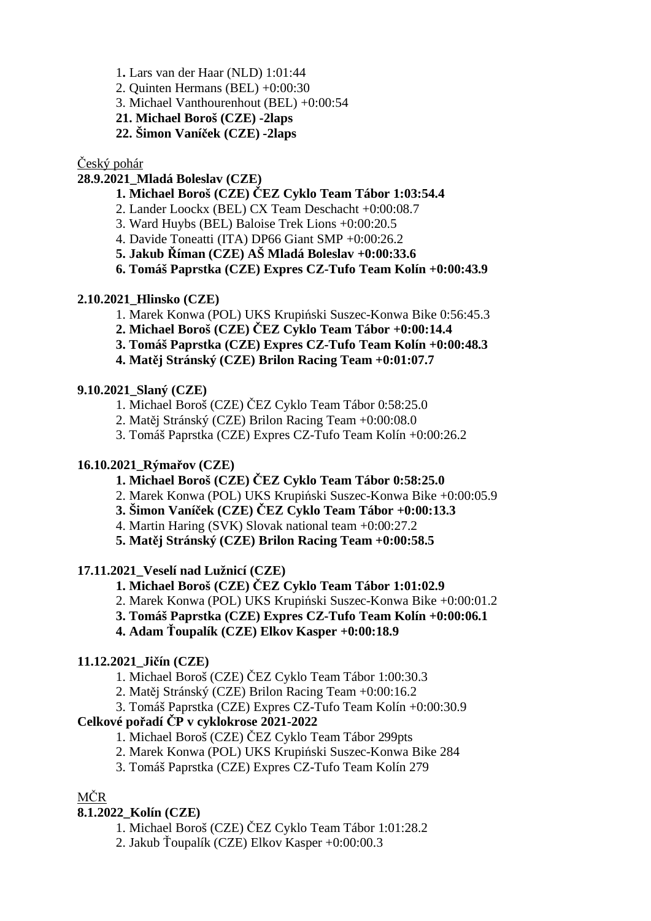1. Lars van der Haar (NLD) 1:01:44
2. Quinten Hermans (BEL) +0:00:30
3. Michael Vanthourenhout (BEL) +0:00:54

**21. Michael Boroš (CZE) -2laps**

**22. Šimon Vaníček (CZE) -2laps**

<u>Český pohár</u>

**28.9.2021_Mladá Boleslav (CZE)**

**1. Michael Boroš (CZE) ČEZ Cyklo Team Tábor 1:03:54.4**

2. Lander Loockx (BEL) CX Team Deschacht +0:00:08.7
3. Ward Huybs (BEL) Baloise Trek Lions +0:00:20.5
4. Davide Toneatti (ITA) DP66 Giant SMP +0:00:26.2

**5. Jakub Říman (CZE) AŠ Mladá Boleslav +0:00:33.6**

**6. Tomáš Paprstka (CZE) Expres CZ-Tufo Team Kolín +0:00:43.9**

**2.10.2021_Hlinsko (CZE)**

1. Marek Konwa (POL) UKS Krupiński Suszec-Konwa Bike 0:56:45.3

**2. Michael Boroš (CZE) ČEZ Cyklo Team Tábor +0:00:14.4**

**3. Tomáš Paprstka (CZE) Expres CZ-Tufo Team Kolín +0:00:48.3**

**4. Matěj Stránský (CZE) Brilon Racing Team +0:01:07.7**

**9.10.2021_Slaný (CZE)**

1. Michael Boroš (CZE) ČEZ Cyklo Team Tábor 0:58:25.0
2. Matěj Stránský (CZE) Brilon Racing Team +0:00:08.0
3. Tomáš Paprstka (CZE) Expres CZ-Tufo Team Kolín +0:00:26.2

**16.10.2021_Rýmařov (CZE)**

**1. Michael Boroš (CZE) ČEZ Cyklo Team Tábor 0:58:25.0**

2. Marek Konwa (POL) UKS Krupiński Suszec-Konwa Bike +0:00:05.9

**3. Šimon Vaníček (CZE) ČEZ Cyklo Team Tábor +0:00:13.3**

4. Martin Haring (SVK) Slovak national team +0:00:27.2

**5. Matěj Stránský (CZE) Brilon Racing Team +0:00:58.5**

**17.11.2021_Veselí nad Lužnicí (CZE)**

**1. Michael Boroš (CZE) ČEZ Cyklo Team Tábor 1:01:02.9**

2. Marek Konwa (POL) UKS Krupiński Suszec-Konwa Bike +0:00:01.2

**3. Tomáš Paprstka (CZE) Expres CZ-Tufo Team Kolín +0:00:06.1**

**4. Adam Ťoupalík (CZE) Elkov Kasper +0:00:18.9**

**11.12.2021_Jičín (CZE)**

1. Michael Boroš (CZE) ČEZ Cyklo Team Tábor 1:00:30.3
2. Matěj Stránský (CZE) Brilon Racing Team +0:00:16.2
3. Tomáš Paprstka (CZE) Expres CZ-Tufo Team Kolín +0:00:30.9

**Celkové pořadí ČP v cyklokrose 2021-2022**

1. Michael Boroš (CZE) ČEZ Cyklo Team Tábor 299pts
2. Marek Konwa (POL) UKS Krupiński Suszec-Konwa Bike 284
3. Tomáš Paprstka (CZE) Expres CZ-Tufo Team Kolín 279

<u>MČR</u>

**8.1.2022_Kolín (CZE)**

1. Michael Boroš (CZE) ČEZ Cyklo Team Tábor 1:01:28.2
2. Jakub Ťoupalík (CZE) Elkov Kasper +0:00:00.3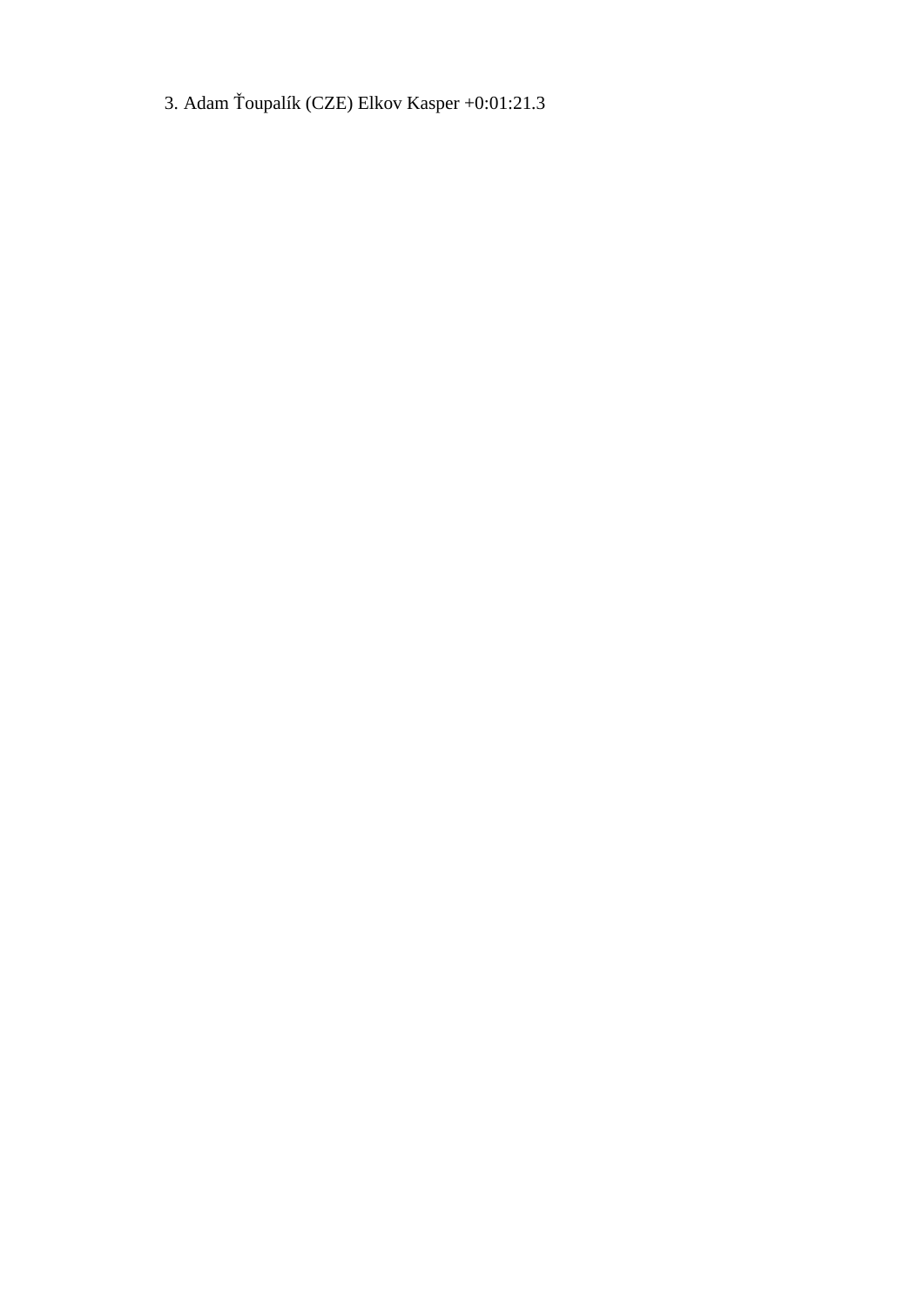3. Adam Ťoupalík (CZE) Elkov Kasper +0:01:21.3